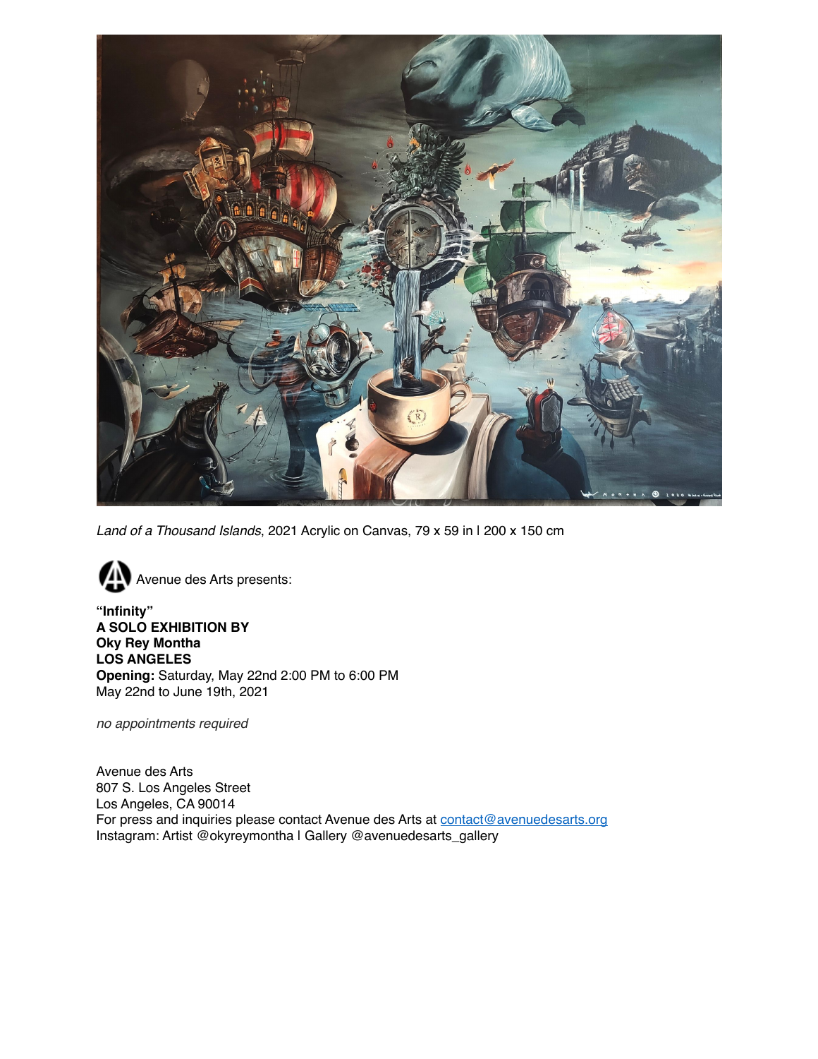*Land of a Thousand Islands*, 2021 Acrylic on Canvas, 79 x 59 in | 200 x 150 cm

Avenue des Arts presents:

**"Infinity"**
**A SOLO EXHIBITION BY**
**Oky Rey Montha**
**LOS ANGELES**
**Opening:** Saturday, May 22nd 2:00 PM to 6:00 PM
May 22nd to June 19th, 2021

*no appointments required*

Avenue des Arts
807 S. Los Angeles Street
Los Angeles, CA 90014
For press and inquiries please contact Avenue des Arts at contact@avenuedesarts.org
Instagram: Artist @okyreymontha | Gallery @avenuedesarts_gallery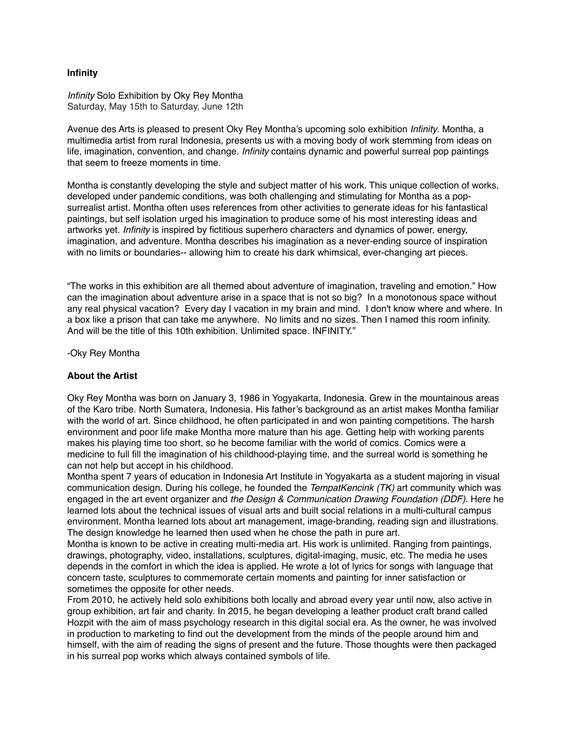**Infinity**

*Infinity* Solo Exhibition by Oky Rey Montha
Saturday, May 15th to Saturday, June 12th

Avenue des Arts is pleased to present Oky Rey Montha's upcoming solo exhibition *Infinity*. Montha, a multimedia artist from rural Indonesia, presents us with a moving body of work stemming from ideas on life, imagination, convention, and change. *Infinity* contains dynamic and powerful surreal pop paintings that seem to freeze moments in time.

Montha is constantly developing the style and subject matter of his work. This unique collection of works, developed under pandemic conditions, was both challenging and stimulating for Montha as a pop-surrealist artist. Montha often uses references from other activities to generate ideas for his fantastical paintings, but self isolation urged his imagination to produce some of his most interesting ideas and artworks yet. *Infinity* is inspired by fictitious superhero characters and dynamics of power, energy, imagination, and adventure. Montha describes his imagination as a never-ending source of inspiration with no limits or boundaries-- allowing him to create his dark whimsical, ever-changing art pieces.

"The works in this exhibition are all themed about adventure of imagination, traveling and emotion." How can the imagination about adventure arise in a space that is not so big? In a monotonous space without any real physical vacation? Every day I vacation in my brain and mind. I don't know where and where. In a box like a prison that can take me anywhere. No limits and no sizes. Then I named this room infinity. And will be the title of this 10th exhibition. Unlimited space. INFINITY."

-Oky Rey Montha

**About the Artist**

Oky Rey Montha was born on January 3, 1986 in Yogyakarta, Indonesia. Grew in the mountainous areas of the Karo tribe. North Sumatera, Indonesia. His father's background as an artist makes Montha familiar with the world of art. Since childhood, he often participated in and won painting competitions. The harsh environment and poor life make Montha more mature than his age. Getting help with working parents makes his playing time too short, so he become familiar with the world of comics. Comics were a medicine to full fill the imagination of his childhood-playing time, and the surreal world is something he can not help but accept in his childhood.

Montha spent 7 years of education in Indonesia Art Institute in Yogyakarta as a student majoring in visual communication design. During his college, he founded the *TempatKencink (TK)* art community which was engaged in the art event organizer and *the Design & Communication Drawing Foundation (DDF)*. Here he learned lots about the technical issues of visual arts and built social relations in a multi-cultural campus environment. Montha learned lots about art management, image-branding, reading sign and illustrations. The design knowledge he learned then used when he chose the path in pure art.

Montha is known to be active in creating multi-media art. His work is unlimited. Ranging from paintings, drawings, photography, video, installations, sculptures, digital-imaging, music, etc. The media he uses depends in the comfort in which the idea is applied. He wrote a lot of lyrics for songs with language that concern taste, sculptures to commemorate certain moments and painting for inner satisfaction or sometimes the opposite for other needs.

From 2010, he actively held solo exhibitions both locally and abroad every year until now, also active in group exhibition, art fair and charity. In 2015, he began developing a leather product craft brand called Hozpit with the aim of mass psychology research in this digital social era. As the owner, he was involved in production to marketing to find out the development from the minds of the people around him and himself, with the aim of reading the signs of present and the future. Those thoughts were then packaged in his surreal pop works which always contained symbols of life.